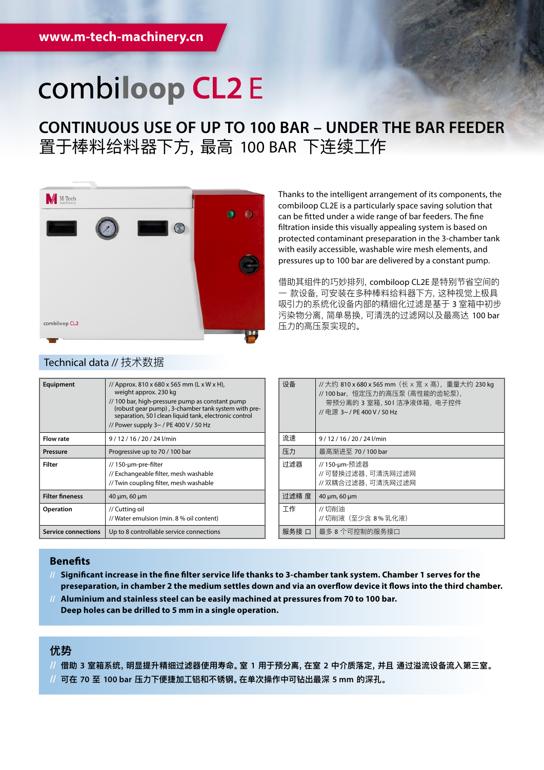www.m-tech-machinery.cn

# combiloop CL2 E

## CONTINUOUS USE OF UP TO 100 BAR – UNDER THE BAR FEEDER
## 置于棒料给料器下方, 最高 100 BAR 下连续工作

Thanks to the intelligent arrangement of its components, the combiloop CL2E is a particularly space saving solution that can be fitted under a wide range of bar feeders. The fine filtration inside this visually appealing system is based on protected contaminant preseparation in the 3-chamber tank with easily accessible, washable wire mesh elements, and pressures up to 100 bar are delivered by a constant pump.

借助其组件的巧妙排列, combiloop CL2E 是特别节省空间的一 款设备, 可安装在多种棒料给料器下方, 这种视觉上极具吸引力的系统化设备内部的精细化过滤是基于 3 室箱中初步污染物分离, 简单易换, 可清洗的过滤网以及最高达 100 bar 压力的高压泵实现的。

### Technical data // 技术数据

| Equipment | // Approx. 810 x 680 x 565 mm (L x W x H), weight approx. 230 kg<br>// 100 bar, high-pressure pump as constant pump (robust gear pump) , 3-chamber tank system with pre-separation, 50 l clean liquid tank, electronic control<br>// Power supply 3~ / PE 400 V / 50 Hz |
|---|---|
| Flow rate | 9 / 12 / 16 / 20 / 24 l/min |
| Pressure | Progressive up to 70 / 100 bar |
| Filter | // 150-µm-pre-filter<br>// Exchangeable filter, mesh washable<br>// Twin coupling filter, mesh washable |
| Filter fineness | 40 µm, 60 µm |
| Operation | // Cutting oil<br>// Water emulsion (min. 8 % oil content) |
| Service connections | Up to 8 controllable service connections |

| 设备 | // 大约 810 x 680 x 565 mm（长 x 宽 x 高）, 重量大约 230 kg<br>// 100 bar, 恒定压力的高压泵 (高性能的齿轮泵),<br>带预分离的 3 室箱, 50 l 洁净液体箱, 电子控件<br>// 电源 3~ / PE 400 V / 50 Hz |
|---|---|
| 流速 | 9 / 12 / 16 / 20 / 24 l/min |
| 压力 | 最高渐进至 70 / 100 bar |
| 过滤器 | // 150-µm-预滤器<br>// 可替换过滤器, 可清洗网过滤网<br>// 双耦合过滤器, 可清洗网过滤网 |
| 过滤精 度 | 40 µm, 60 µm |
| 工作 | // 切削油<br>// 切削液（至少含 8 % 乳化液） |
| 服务接 口 | 最多 8 个可控制的服务接口 |

### Benefits

**// Significant increase in the fine filter service life thanks to 3-chamber tank system. Chamber 1 serves for the preseparation, in chamber 2 the medium settles down and via an overflow device it flows into the third chamber.**

**// Aluminium and stainless steel can be easily machined at pressures from 70 to 100 bar. Deep holes can be drilled to 5 mm in a single operation.**

### 优势

**// 借助 3 室箱系统, 明显提升精细过滤器使用寿命。室 1 用于预分离, 在室 2 中介质落定, 并且 通过溢流设备流入第三室。**

**// 可在 70 至 100 bar 压力下便捷加工铝和不锈钢。在单次操作中可钻出最深 5 mm 的深孔。**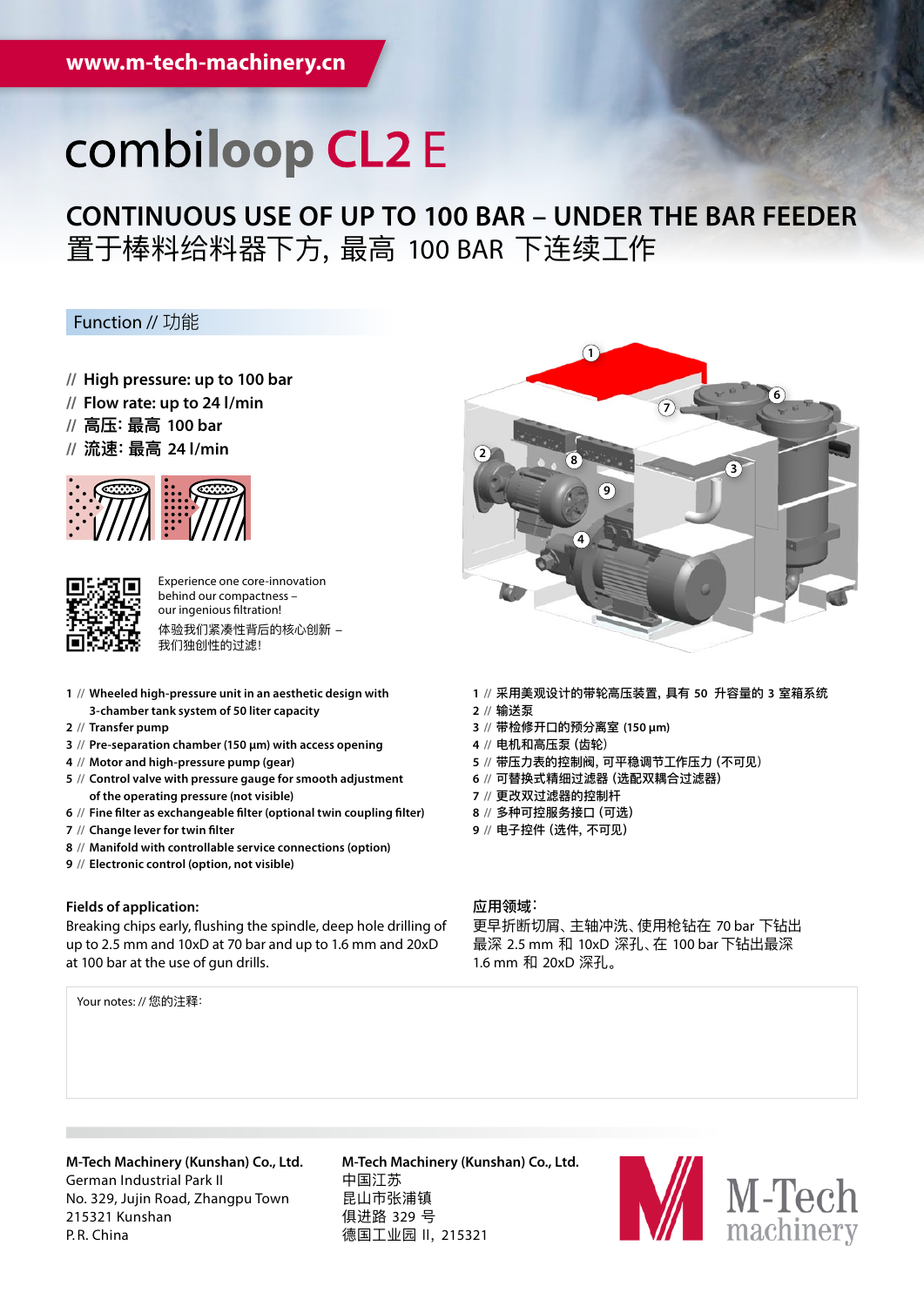www.m-tech-machinery.cn

# combiloop CL2 E

## CONTINUOUS USE OF UP TO 100 BAR – UNDER THE BAR FEEDER
## 置于棒料给料器下方，最高 100 BAR 下连续工作

### Function // 功能

- // High pressure: up to 100 bar
- // Flow rate: up to 24 l/min
- // 高压：最高 100 bar
- // 流速：最高 24 l/min

Experience one core-innovation behind our compactness – our ingenious filtration!

体验我们紧凑性背后的核心创新 – 我们独创性的过滤！

1 // Wheeled high-pressure unit in an aesthetic design with 3-chamber tank system of 50 liter capacity
2 // Transfer pump
3 // Pre-separation chamber (150 µm) with access opening
4 // Motor and high-pressure pump (gear)
5 // Control valve with pressure gauge for smooth adjustment of the operating pressure (not visible)
6 // Fine filter as exchangeable filter (optional twin coupling filter)
7 // Change lever for twin filter
8 // Manifold with controllable service connections (option)
9 // Electronic control (option, not visible)

1 // 采用美观设计的带轮高压装置，具有 50 升容量的 3 室箱系统
2 // 输送泵
3 // 带检修开口的预分离室 (150 µm)
4 // 电机和高压泵 (齿轮)
5 // 带压力表的控制阀，可平稳调节工作压力 (不可见)
6 // 可替换式精细过滤器 (选配双耦合过滤器)
7 // 更改双过滤器的控制杆
8 // 多种可控服务接口 (可选)
9 // 电子控件 (选件，不可见)

**Fields of application:**
Breaking chips early, flushing the spindle, deep hole drilling of up to 2.5 mm and 10xD at 70 bar and up to 1.6 mm and 20xD at 100 bar at the use of gun drills.

**应用领域：**
更早折断切屑、主轴冲洗、使用枪钻在 70 bar 下钻出最深 2.5 mm 和 10xD 深孔、在 100 bar 下钻出最深 1.6 mm 和 20xD 深孔。

Your notes: // 您的注释：

**M-Tech Machinery (Kunshan) Co., Ltd.**
German Industrial Park II
No. 329, Jujin Road, Zhangpu Town
215321 Kunshan
P.R. China

**M-Tech Machinery (Kunshan) Co., Ltd.**
中国江苏
昆山市张浦镇
俱进路 329 号
德国工业园 II，215321

M-Tech machinery